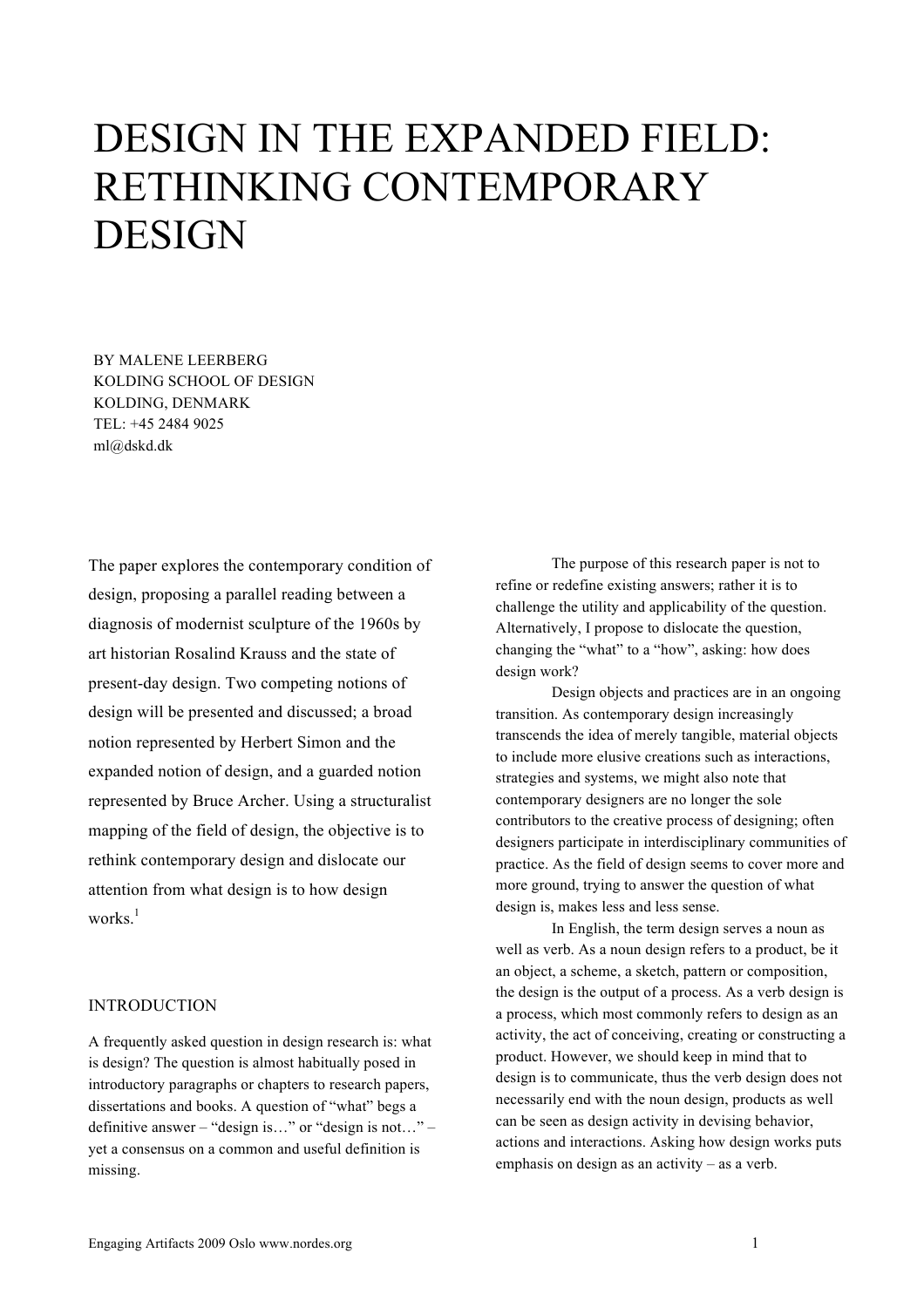# DESIGN IN THE EXPANDED FIELD: RETHINKING CONTEMPORARY DESIGN

BY MALENE LEERBERG
KOLDING SCHOOL OF DESIGN
KOLDING, DENMARK
TEL: +45 2484 9025
ml@dskd.dk

The paper explores the contemporary condition of design, proposing a parallel reading between a diagnosis of modernist sculpture of the 1960s by art historian Rosalind Krauss and the state of present-day design. Two competing notions of design will be presented and discussed; a broad notion represented by Herbert Simon and the expanded notion of design, and a guarded notion represented by Bruce Archer. Using a structuralist mapping of the field of design, the objective is to rethink contemporary design and dislocate our attention from what design is to how design works.[1]

## INTRODUCTION

A frequently asked question in design research is: what is design? The question is almost habitually posed in introductory paragraphs or chapters to research papers, dissertations and books. A question of "what" begs a definitive answer – "design is…" or "design is not…" – yet a consensus on a common and useful definition is missing.

The purpose of this research paper is not to refine or redefine existing answers; rather it is to challenge the utility and applicability of the question. Alternatively, I propose to dislocate the question, changing the "what" to a "how", asking: how does design work?

Design objects and practices are in an ongoing transition. As contemporary design increasingly transcends the idea of merely tangible, material objects to include more elusive creations such as interactions, strategies and systems, we might also note that contemporary designers are no longer the sole contributors to the creative process of designing; often designers participate in interdisciplinary communities of practice. As the field of design seems to cover more and more ground, trying to answer the question of what design is, makes less and less sense.

In English, the term design serves a noun as well as verb. As a noun design refers to a product, be it an object, a scheme, a sketch, pattern or composition, the design is the output of a process. As a verb design is a process, which most commonly refers to design as an activity, the act of conceiving, creating or constructing a product. However, we should keep in mind that to design is to communicate, thus the verb design does not necessarily end with the noun design, products as well can be seen as design activity in devising behavior, actions and interactions. Asking how design works puts emphasis on design as an activity – as a verb.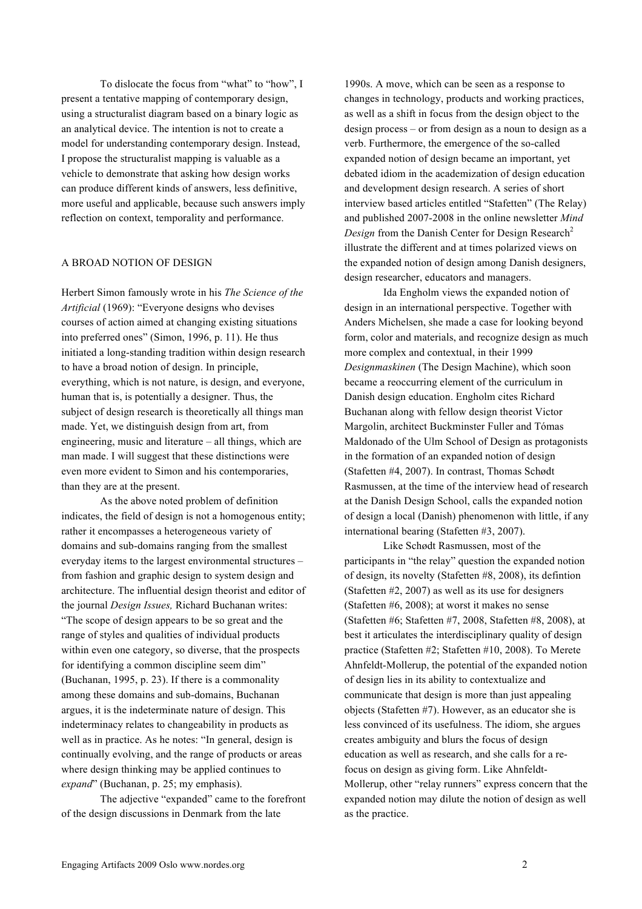To dislocate the focus from "what" to "how", I present a tentative mapping of contemporary design, using a structuralist diagram based on a binary logic as an analytical device. The intention is not to create a model for understanding contemporary design. Instead, I propose the structuralist mapping is valuable as a vehicle to demonstrate that asking how design works can produce different kinds of answers, less definitive, more useful and applicable, because such answers imply reflection on context, temporality and performance.

## A BROAD NOTION OF DESIGN

Herbert Simon famously wrote in his *The Science of the Artificial* (1969): "Everyone designs who devises courses of action aimed at changing existing situations into preferred ones" (Simon, 1996, p. 11). He thus initiated a long-standing tradition within design research to have a broad notion of design. In principle, everything, which is not nature, is design, and everyone, human that is, is potentially a designer. Thus, the subject of design research is theoretically all things man made. Yet, we distinguish design from art, from engineering, music and literature – all things, which are man made. I will suggest that these distinctions were even more evident to Simon and his contemporaries, than they are at the present.

As the above noted problem of definition indicates, the field of design is not a homogenous entity; rather it encompasses a heterogeneous variety of domains and sub-domains ranging from the smallest everyday items to the largest environmental structures – from fashion and graphic design to system design and architecture. The influential design theorist and editor of the journal *Design Issues,* Richard Buchanan writes: "The scope of design appears to be so great and the range of styles and qualities of individual products within even one category, so diverse, that the prospects for identifying a common discipline seem dim" (Buchanan, 1995, p. 23). If there is a commonality among these domains and sub-domains, Buchanan argues, it is the indeterminate nature of design. This indeterminacy relates to changeability in products as well as in practice. As he notes: "In general, design is continually evolving, and the range of products or areas where design thinking may be applied continues to *expand*" (Buchanan, p. 25; my emphasis).

The adjective "expanded" came to the forefront of the design discussions in Denmark from the late 1990s. A move, which can be seen as a response to changes in technology, products and working practices, as well as a shift in focus from the design object to the design process – or from design as a noun to design as a verb. Furthermore, the emergence of the so-called expanded notion of design became an important, yet debated idiom in the academization of design education and development design research. A series of short interview based articles entitled "Stafetten" (The Relay) and published 2007-2008 in the online newsletter *Mind Design* from the Danish Center for Design Research[2] illustrate the different and at times polarized views on the expanded notion of design among Danish designers, design researcher, educators and managers.

Ida Engholm views the expanded notion of design in an international perspective. Together with Anders Michelsen, she made a case for looking beyond form, color and materials, and recognize design as much more complex and contextual, in their 1999 *Designmaskinen* (The Design Machine), which soon became a reoccurring element of the curriculum in Danish design education. Engholm cites Richard Buchanan along with fellow design theorist Victor Margolin, architect Buckminster Fuller and Tómas Maldonado of the Ulm School of Design as protagonists in the formation of an expanded notion of design (Stafetten #4, 2007). In contrast, Thomas Schødt Rasmussen, at the time of the interview head of research at the Danish Design School, calls the expanded notion of design a local (Danish) phenomenon with little, if any international bearing (Stafetten #3, 2007).

Like Schødt Rasmussen, most of the participants in "the relay" question the expanded notion of design, its novelty (Stafetten #8, 2008), its defintion (Stafetten #2, 2007) as well as its use for designers (Stafetten #6, 2008); at worst it makes no sense (Stafetten #6; Stafetten #7, 2008, Stafetten #8, 2008), at best it articulates the interdisciplinary quality of design practice (Stafetten #2; Stafetten #10, 2008). To Merete Ahnfeldt-Mollerup, the potential of the expanded notion of design lies in its ability to contextualize and communicate that design is more than just appealing objects (Stafetten #7). However, as an educator she is less convinced of its usefulness. The idiom, she argues creates ambiguity and blurs the focus of design education as well as research, and she calls for a re-focus on design as giving form. Like Ahnfeldt-Mollerup, other "relay runners" express concern that the expanded notion may dilute the notion of design as well as the practice.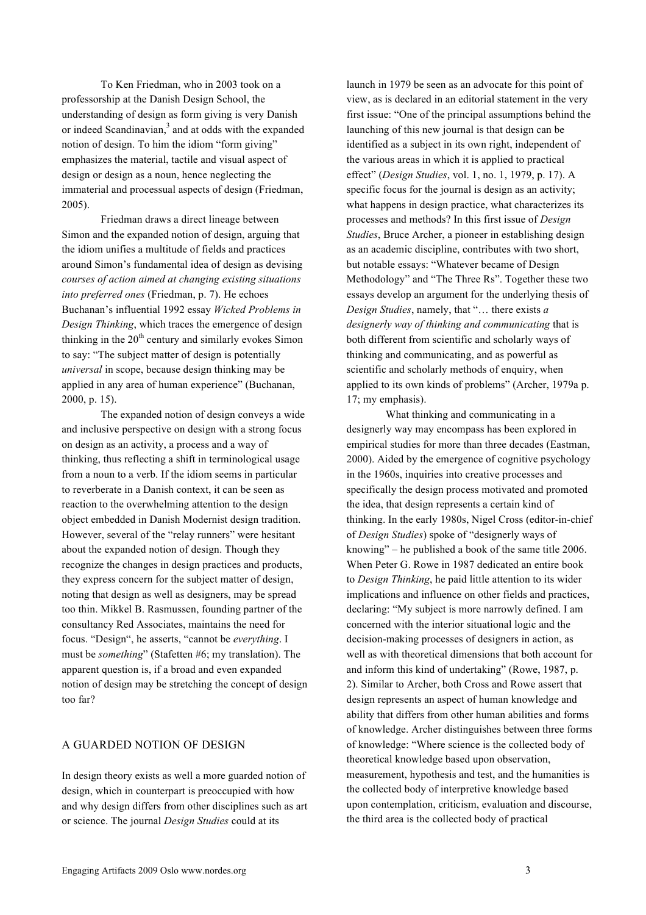To Ken Friedman, who in 2003 took on a professorship at the Danish Design School, the understanding of design as form giving is very Danish or indeed Scandinavian,[3] and at odds with the expanded notion of design. To him the idiom "form giving" emphasizes the material, tactile and visual aspect of design or design as a noun, hence neglecting the immaterial and processual aspects of design (Friedman, 2005).

Friedman draws a direct lineage between Simon and the expanded notion of design, arguing that the idiom unifies a multitude of fields and practices around Simon's fundamental idea of design as devising *courses of action aimed at changing existing situations into preferred ones* (Friedman, p. 7). He echoes Buchanan's influential 1992 essay *Wicked Problems in Design Thinking*, which traces the emergence of design thinking in the 20th century and similarly evokes Simon to say: "The subject matter of design is potentially *universal* in scope, because design thinking may be applied in any area of human experience" (Buchanan, 2000, p. 15).

The expanded notion of design conveys a wide and inclusive perspective on design with a strong focus on design as an activity, a process and a way of thinking, thus reflecting a shift in terminological usage from a noun to a verb. If the idiom seems in particular to reverberate in a Danish context, it can be seen as reaction to the overwhelming attention to the design object embedded in Danish Modernist design tradition. However, several of the "relay runners" were hesitant about the expanded notion of design. Though they recognize the changes in design practices and products, they express concern for the subject matter of design, noting that design as well as designers, may be spread too thin. Mikkel B. Rasmussen, founding partner of the consultancy Red Associates, maintains the need for focus. "Design", he asserts, "cannot be *everything*. I must be *something*" (Stafetten #6; my translation). The apparent question is, if a broad and even expanded notion of design may be stretching the concept of design too far?

## A GUARDED NOTION OF DESIGN

In design theory exists as well a more guarded notion of design, which in counterpart is preoccupied with how and why design differs from other disciplines such as art or science. The journal *Design Studies* could at its launch in 1979 be seen as an advocate for this point of view, as is declared in an editorial statement in the very first issue: "One of the principal assumptions behind the launching of this new journal is that design can be identified as a subject in its own right, independent of the various areas in which it is applied to practical effect" (*Design Studies*, vol. 1, no. 1, 1979, p. 17). A specific focus for the journal is design as an activity; what happens in design practice, what characterizes its processes and methods? In this first issue of *Design Studies*, Bruce Archer, a pioneer in establishing design as an academic discipline, contributes with two short, but notable essays: "Whatever became of Design Methodology" and "The Three Rs". Together these two essays develop an argument for the underlying thesis of *Design Studies*, namely, that "… there exists *a designerly way of thinking and communicating* that is both different from scientific and scholarly ways of thinking and communicating, and as powerful as scientific and scholarly methods of enquiry, when applied to its own kinds of problems" (Archer, 1979a p. 17; my emphasis).

What thinking and communicating in a designerly way may encompass has been explored in empirical studies for more than three decades (Eastman, 2000). Aided by the emergence of cognitive psychology in the 1960s, inquiries into creative processes and specifically the design process motivated and promoted the idea, that design represents a certain kind of thinking. In the early 1980s, Nigel Cross (editor-in-chief of *Design Studies*) spoke of "designerly ways of knowing" – he published a book of the same title 2006. When Peter G. Rowe in 1987 dedicated an entire book to *Design Thinking*, he paid little attention to its wider implications and influence on other fields and practices, declaring: "My subject is more narrowly defined. I am concerned with the interior situational logic and the decision-making processes of designers in action, as well as with theoretical dimensions that both account for and inform this kind of undertaking" (Rowe, 1987, p. 2). Similar to Archer, both Cross and Rowe assert that design represents an aspect of human knowledge and ability that differs from other human abilities and forms of knowledge. Archer distinguishes between three forms of knowledge: "Where science is the collected body of theoretical knowledge based upon observation, measurement, hypothesis and test, and the humanities is the collected body of interpretive knowledge based upon contemplation, criticism, evaluation and discourse, the third area is the collected body of practical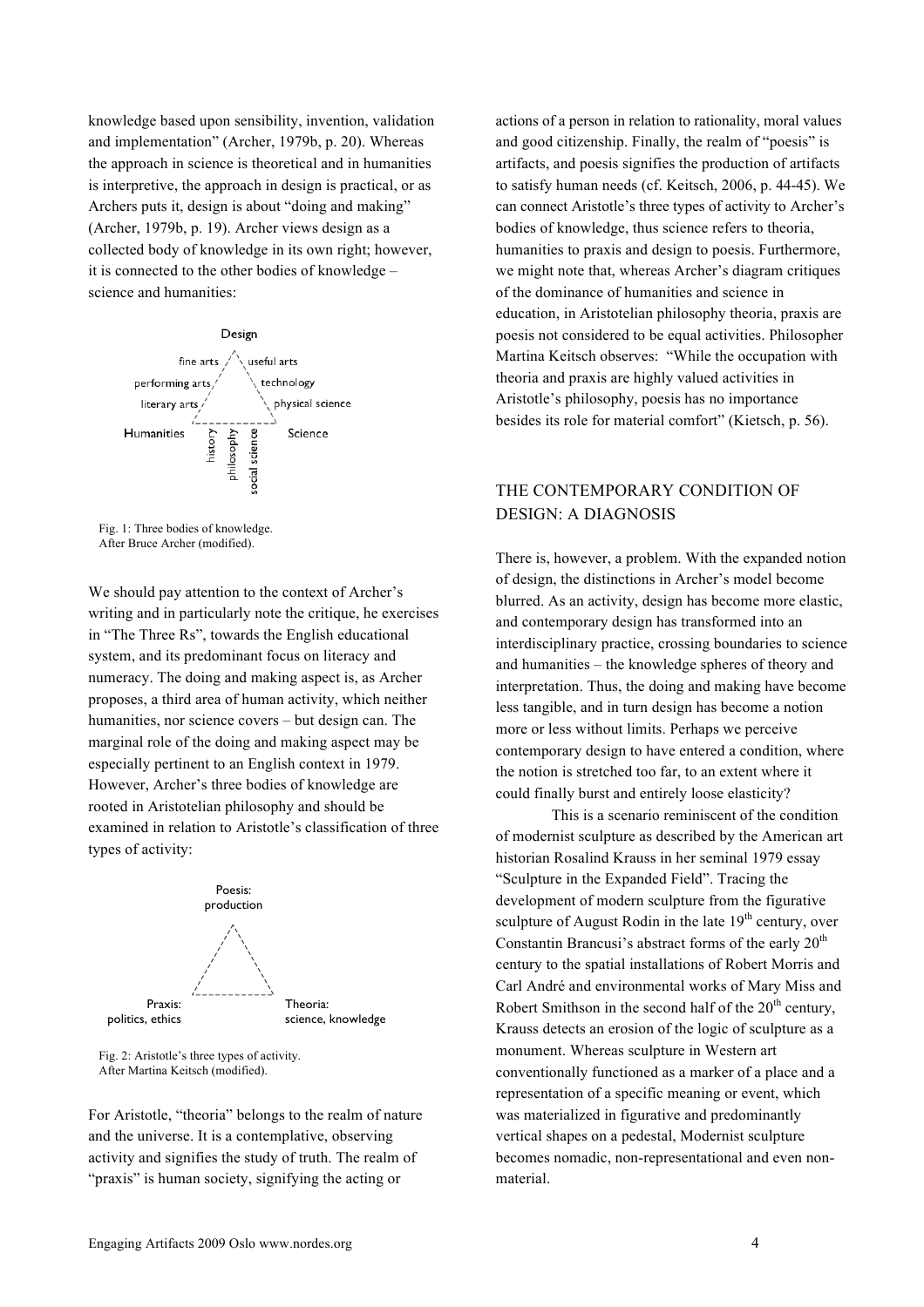knowledge based upon sensibility, invention, validation and implementation" (Archer, 1979b, p. 20). Whereas the approach in science is theoretical and in humanities is interpretive, the approach in design is practical, or as Archers puts it, design is about "doing and making" (Archer, 1979b, p. 19). Archer views design as a collected body of knowledge in its own right; however, it is connected to the other bodies of knowledge – science and humanities:

Design

fine arts / useful arts
performing arts / technology
literary arts / physical science

Humanities — history, philosophy, social science — Science

Fig. 1: Three bodies of knowledge.
After Bruce Archer (modified).

We should pay attention to the context of Archer's writing and in particularly note the critique, he exercises in "The Three Rs", towards the English educational system, and its predominant focus on literacy and numeracy. The doing and making aspect is, as Archer proposes, a third area of human activity, which neither humanities, nor science covers – but design can. The marginal role of the doing and making aspect may be especially pertinent to an English context in 1979. However, Archer's three bodies of knowledge are rooted in Aristotelian philosophy and should be examined in relation to Aristotle's classification of three types of activity:

Poesis: production

Praxis: politics, ethics — Theoria: science, knowledge

Fig. 2: Aristotle's three types of activity.
After Martina Keitsch (modified).

For Aristotle, "theoria" belongs to the realm of nature and the universe. It is a contemplative, observing activity and signifies the study of truth. The realm of "praxis" is human society, signifying the acting or actions of a person in relation to rationality, moral values and good citizenship. Finally, the realm of "poesis" is artifacts, and poesis signifies the production of artifacts to satisfy human needs (cf. Keitsch, 2006, p. 44-45). We can connect Aristotle's three types of activity to Archer's bodies of knowledge, thus science refers to theoria, humanities to praxis and design to poesis. Furthermore, we might note that, whereas Archer's diagram critiques of the dominance of humanities and science in education, in Aristotelian philosophy theoria, praxis are poesis not considered to be equal activities. Philosopher Martina Keitsch observes: "While the occupation with theoria and praxis are highly valued activities in Aristotle's philosophy, poesis has no importance besides its role for material comfort" (Kietsch, p. 56).

## THE CONTEMPORARY CONDITION OF DESIGN: A DIAGNOSIS

There is, however, a problem. With the expanded notion of design, the distinctions in Archer's model become blurred. As an activity, design has become more elastic, and contemporary design has transformed into an interdisciplinary practice, crossing boundaries to science and humanities – the knowledge spheres of theory and interpretation. Thus, the doing and making have become less tangible, and in turn design has become a notion more or less without limits. Perhaps we perceive contemporary design to have entered a condition, where the notion is stretched too far, to an extent where it could finally burst and entirely loose elasticity?

This is a scenario reminiscent of the condition of modernist sculpture as described by the American art historian Rosalind Krauss in her seminal 1979 essay "Sculpture in the Expanded Field". Tracing the development of modern sculpture from the figurative sculpture of August Rodin in the late 19th century, over Constantin Brancusi's abstract forms of the early 20th century to the spatial installations of Robert Morris and Carl André and environmental works of Mary Miss and Robert Smithson in the second half of the 20th century, Krauss detects an erosion of the logic of sculpture as a monument. Whereas sculpture in Western art conventionally functioned as a marker of a place and a representation of a specific meaning or event, which was materialized in figurative and predominantly vertical shapes on a pedestal, Modernist sculpture becomes nomadic, non-representational and even non-material.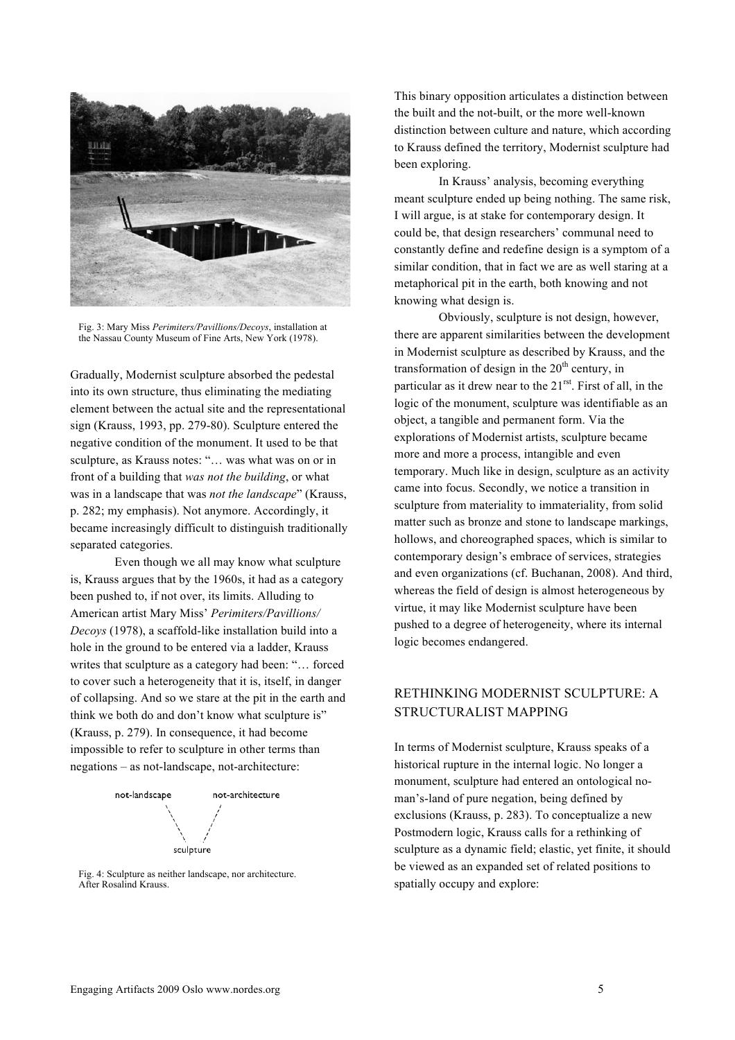Fig. 3: Mary Miss *Perimiters/Pavillions/Decoys*, installation at the Nassau County Museum of Fine Arts, New York (1978).

Gradually, Modernist sculpture absorbed the pedestal into its own structure, thus eliminating the mediating element between the actual site and the representational sign (Krauss, 1993, pp. 279-80). Sculpture entered the negative condition of the monument. It used to be that sculpture, as Krauss notes: "… was what was on or in front of a building that *was not the building*, or what was in a landscape that was *not the landscape*" (Krauss, p. 282; my emphasis). Not anymore. Accordingly, it became increasingly difficult to distinguish traditionally separated categories.

Even though we all may know what sculpture is, Krauss argues that by the 1960s, it had as a category been pushed to, if not over, its limits. Alluding to American artist Mary Miss' *Perimiters/Pavillions/ Decoys* (1978), a scaffold-like installation build into a hole in the ground to be entered via a ladder, Krauss writes that sculpture as a category had been: "… forced to cover such a heterogeneity that it is, itself, in danger of collapsing. And so we stare at the pit in the earth and think we both do and don't know what sculpture is" (Krauss, p. 279). In consequence, it had become impossible to refer to sculpture in other terms than negations – as not-landscape, not-architecture:

not-landscape　　not-architecture

sculpture

Fig. 4: Sculpture as neither landscape, nor architecture. After Rosalind Krauss.

This binary opposition articulates a distinction between the built and the not-built, or the more well-known distinction between culture and nature, which according to Krauss defined the territory, Modernist sculpture had been exploring.

In Krauss' analysis, becoming everything meant sculpture ended up being nothing. The same risk, I will argue, is at stake for contemporary design. It could be, that design researchers' communal need to constantly define and redefine design is a symptom of a similar condition, that in fact we are as well staring at a metaphorical pit in the earth, both knowing and not knowing what design is.

Obviously, sculpture is not design, however, there are apparent similarities between the development in Modernist sculpture as described by Krauss, and the transformation of design in the 20th century, in particular as it drew near to the 21rst. First of all, in the logic of the monument, sculpture was identifiable as an object, a tangible and permanent form. Via the explorations of Modernist artists, sculpture became more and more a process, intangible and even temporary. Much like in design, sculpture as an activity came into focus. Secondly, we notice a transition in sculpture from materiality to immateriality, from solid matter such as bronze and stone to landscape markings, hollows, and choreographed spaces, which is similar to contemporary design's embrace of services, strategies and even organizations (cf. Buchanan, 2008). And third, whereas the field of design is almost heterogeneous by virtue, it may like Modernist sculpture have been pushed to a degree of heterogeneity, where its internal logic becomes endangered.

## RETHINKING MODERNIST SCULPTURE: A STRUCTURALIST MAPPING

In terms of Modernist sculpture, Krauss speaks of a historical rupture in the internal logic. No longer a monument, sculpture had entered an ontological no-man's-land of pure negation, being defined by exclusions (Krauss, p. 283). To conceptualize a new Postmodern logic, Krauss calls for a rethinking of sculpture as a dynamic field; elastic, yet finite, it should be viewed as an expanded set of related positions to spatially occupy and explore: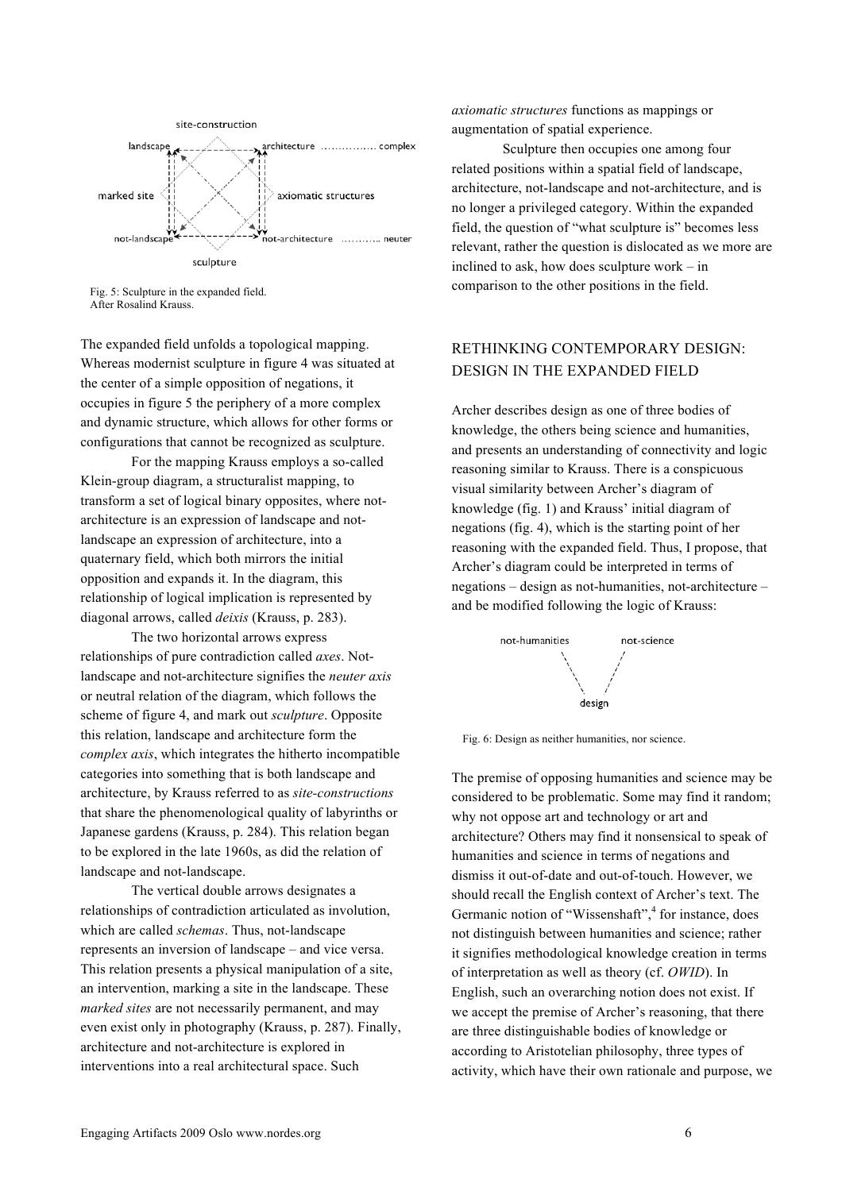Fig. 5: Sculpture in the expanded field. After Rosalind Krauss.

The expanded field unfolds a topological mapping. Whereas modernist sculpture in figure 4 was situated at the center of a simple opposition of negations, it occupies in figure 5 the periphery of a more complex and dynamic structure, which allows for other forms or configurations that cannot be recognized as sculpture.

For the mapping Krauss employs a so-called Klein-group diagram, a structuralist mapping, to transform a set of logical binary opposites, where not-architecture is an expression of landscape and not-landscape an expression of architecture, into a quaternary field, which both mirrors the initial opposition and expands it. In the diagram, this relationship of logical implication is represented by diagonal arrows, called *deixis* (Krauss, p. 283).

The two horizontal arrows express relationships of pure contradiction called *axes*. Not-landscape and not-architecture signifies the *neuter axis* or neutral relation of the diagram, which follows the scheme of figure 4, and mark out *sculpture*. Opposite this relation, landscape and architecture form the *complex axis*, which integrates the hitherto incompatible categories into something that is both landscape and architecture, by Krauss referred to as *site-constructions* that share the phenomenological quality of labyrinths or Japanese gardens (Krauss, p. 284). This relation began to be explored in the late 1960s, as did the relation of landscape and not-landscape.

The vertical double arrows designates a relationships of contradiction articulated as involution, which are called *schemas*. Thus, not-landscape represents an inversion of landscape – and vice versa. This relation presents a physical manipulation of a site, an intervention, marking a site in the landscape. These *marked sites* are not necessarily permanent, and may even exist only in photography (Krauss, p. 287). Finally, architecture and not-architecture is explored in interventions into a real architectural space. Such *axiomatic structures* functions as mappings or augmentation of spatial experience.

Sculpture then occupies one among four related positions within a spatial field of landscape, architecture, not-landscape and not-architecture, and is no longer a privileged category. Within the expanded field, the question of "what sculpture is" becomes less relevant, rather the question is dislocated as we more are inclined to ask, how does sculpture work – in comparison to the other positions in the field.

## RETHINKING CONTEMPORARY DESIGN: DESIGN IN THE EXPANDED FIELD

Archer describes design as one of three bodies of knowledge, the others being science and humanities, and presents an understanding of connectivity and logic reasoning similar to Krauss. There is a conspicuous visual similarity between Archer's diagram of knowledge (fig. 1) and Krauss' initial diagram of negations (fig. 4), which is the starting point of her reasoning with the expanded field. Thus, I propose, that Archer's diagram could be interpreted in terms of negations – design as not-humanities, not-architecture – and be modified following the logic of Krauss:

Fig. 6: Design as neither humanities, nor science.

The premise of opposing humanities and science may be considered to be problematic. Some may find it random; why not oppose art and technology or art and architecture? Others may find it nonsensical to speak of humanities and science in terms of negations and dismiss it out-of-date and out-of-touch. However, we should recall the English context of Archer's text. The Germanic notion of "Wissenshaft",[4] for instance, does not distinguish between humanities and science; rather it signifies methodological knowledge creation in terms of interpretation as well as theory (cf. *OWID*). In English, such an overarching notion does not exist. If we accept the premise of Archer's reasoning, that there are three distinguishable bodies of knowledge or according to Aristotelian philosophy, three types of activity, which have their own rationale and purpose, we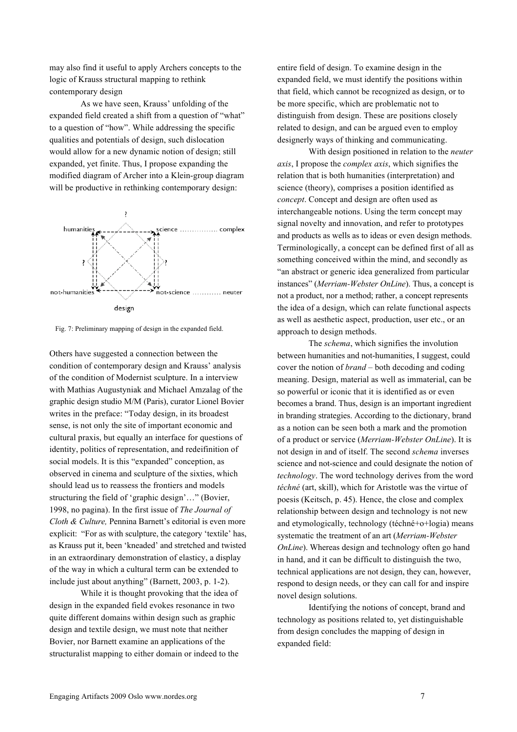may also find it useful to apply Archers concepts to the logic of Krauss structural mapping to rethink contemporary design

As we have seen, Krauss' unfolding of the expanded field created a shift from a question of "what" to a question of "how". While addressing the specific qualities and potentials of design, such dislocation would allow for a new dynamic notion of design; still expanded, yet finite. Thus, I propose expanding the modified diagram of Archer into a Klein-group diagram will be productive in rethinking contemporary design:

Fig. 7: Preliminary mapping of design in the expanded field.

Others have suggested a connection between the condition of contemporary design and Krauss' analysis of the condition of Modernist sculpture. In a interview with Mathias Augustyniak and Michael Amzalag of the graphic design studio M/M (Paris), curator Lionel Bovier writes in the preface: "Today design, in its broadest sense, is not only the site of important economic and cultural praxis, but equally an interface for questions of identity, politics of representation, and redeifinition of social models. It is this "expanded" conception, as observed in cinema and sculpture of the sixties, which should lead us to reassess the frontiers and models structuring the field of 'graphic design'…" (Bovier, 1998, no pagina). In the first issue of *The Journal of Cloth & Culture,* Pennina Barnett's editorial is even more explicit: "For as with sculpture, the category 'textile' has, as Krauss put it, been 'kneaded' and stretched and twisted in an extraordinary demonstration of elasticy, a display of the way in which a cultural term can be extended to include just about anything" (Barnett, 2003, p. 1-2).

While it is thought provoking that the idea of design in the expanded field evokes resonance in two quite different domains within design such as graphic design and textile design, we must note that neither Bovier, nor Barnett examine an applications of the structuralist mapping to either domain or indeed to the entire field of design. To examine design in the expanded field, we must identify the positions within that field, which cannot be recognized as design, or to be more specific, which are problematic not to distinguish from design. These are positions closely related to design, and can be argued even to employ designerly ways of thinking and communicating.

With design positioned in relation to the *neuter axis*, I propose the *complex axis*, which signifies the relation that is both humanities (interpretation) and science (theory), comprises a position identified as *concept*. Concept and design are often used as interchangeable notions. Using the term concept may signal novelty and innovation, and refer to prototypes and products as wells as to ideas or even design methods. Terminologically, a concept can be defined first of all as something conceived within the mind, and secondly as "an abstract or generic idea generalized from particular instances" (*Merriam-Webster OnLine*). Thus, a concept is not a product, nor a method; rather, a concept represents the idea of a design, which can relate functional aspects as well as aesthetic aspect, production, user etc., or an approach to design methods.

The *schema*, which signifies the involution between humanities and not-humanities, I suggest, could cover the notion of *brand* – both decoding and coding meaning. Design, material as well as immaterial, can be so powerful or iconic that it is identified as or even becomes a brand. Thus, design is an important ingredient in branding strategies. According to the dictionary, brand as a notion can be seen both a mark and the promotion of a product or service (*Merriam-Webster OnLine*). It is not design in and of itself. The second *schema* inverses science and not-science and could designate the notion of *technology*. The word technology derives from the word *téchné* (art, skill), which for Aristotle was the virtue of poesis (Keitsch, p. 45). Hence, the close and complex relationship between design and technology is not new and etymologically, technology (téchné+o+logia) means systematic the treatment of an art (*Merriam-Webster OnLine*). Whereas design and technology often go hand in hand, and it can be difficult to distinguish the two, technical applications are not design, they can, however, respond to design needs, or they can call for and inspire novel design solutions.

Identifying the notions of concept, brand and technology as positions related to, yet distinguishable from design concludes the mapping of design in expanded field: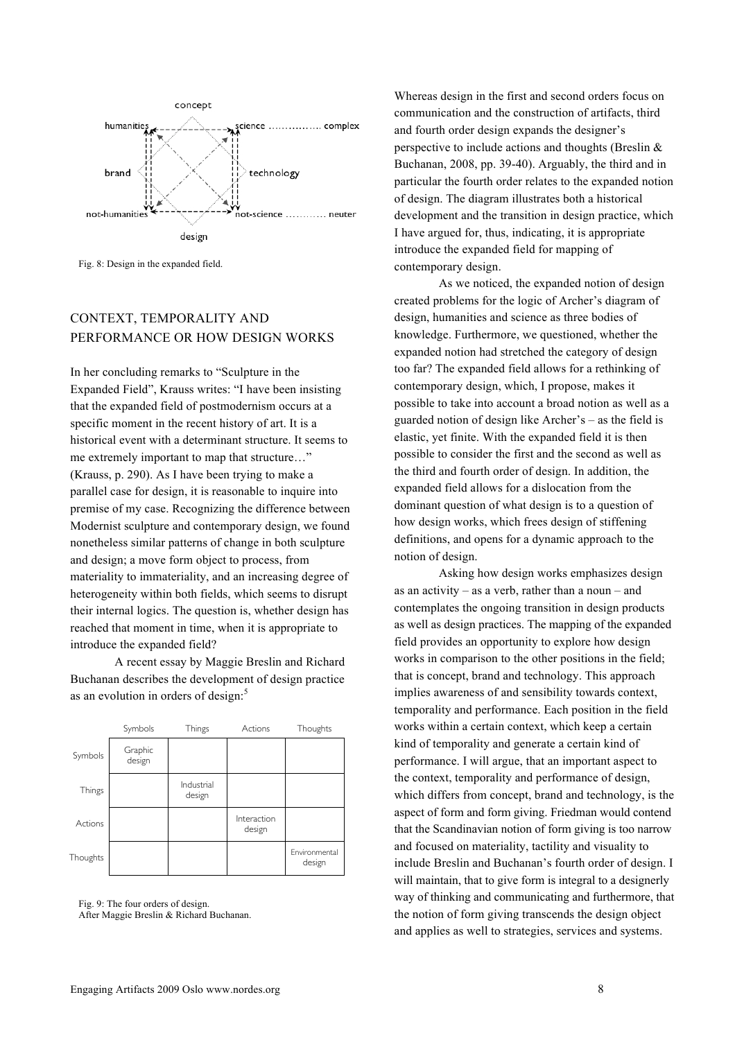Fig. 8: Design in the expanded field.

## CONTEXT, TEMPORALITY AND PERFORMANCE OR HOW DESIGN WORKS

In her concluding remarks to "Sculpture in the Expanded Field", Krauss writes: "I have been insisting that the expanded field of postmodernism occurs at a specific moment in the recent history of art. It is a historical event with a determinant structure. It seems to me extremely important to map that structure…" (Krauss, p. 290). As I have been trying to make a parallel case for design, it is reasonable to inquire into premise of my case. Recognizing the difference between Modernist sculpture and contemporary design, we found nonetheless similar patterns of change in both sculpture and design; a move form object to process, from materiality to immateriality, and an increasing degree of heterogeneity within both fields, which seems to disrupt their internal logics. The question is, whether design has reached that moment in time, when it is appropriate to introduce the expanded field?

A recent essay by Maggie Breslin and Richard Buchanan describes the development of design practice as an evolution in orders of design:[5]

| | Symbols | Things | Actions | Thoughts |
|---|---|---|---|---|
| Symbols | Graphic design | | | |
| Things | | Industrial design | | |
| Actions | | | Interaction design | |
| Thoughts | | | | Environmental design |

Fig. 9: The four orders of design.
After Maggie Breslin & Richard Buchanan.

Whereas design in the first and second orders focus on communication and the construction of artifacts, third and fourth order design expands the designer's perspective to include actions and thoughts (Breslin & Buchanan, 2008, pp. 39-40). Arguably, the third and in particular the fourth order relates to the expanded notion of design. The diagram illustrates both a historical development and the transition in design practice, which I have argued for, thus, indicating, it is appropriate introduce the expanded field for mapping of contemporary design.

As we noticed, the expanded notion of design created problems for the logic of Archer's diagram of design, humanities and science as three bodies of knowledge. Furthermore, we questioned, whether the expanded notion had stretched the category of design too far? The expanded field allows for a rethinking of contemporary design, which, I propose, makes it possible to take into account a broad notion as well as a guarded notion of design like Archer's – as the field is elastic, yet finite. With the expanded field it is then possible to consider the first and the second as well as the third and fourth order of design. In addition, the expanded field allows for a dislocation from the dominant question of what design is to a question of how design works, which frees design of stiffening definitions, and opens for a dynamic approach to the notion of design.

Asking how design works emphasizes design as an activity – as a verb, rather than a noun – and contemplates the ongoing transition in design products as well as design practices. The mapping of the expanded field provides an opportunity to explore how design works in comparison to the other positions in the field; that is concept, brand and technology. This approach implies awareness of and sensibility towards context, temporality and performance. Each position in the field works within a certain context, which keep a certain kind of temporality and generate a certain kind of performance. I will argue, that an important aspect to the context, temporality and performance of design, which differs from concept, brand and technology, is the aspect of form and form giving. Friedman would contend that the Scandinavian notion of form giving is too narrow and focused on materiality, tactility and visuality to include Breslin and Buchanan's fourth order of design. I will maintain, that to give form is integral to a designerly way of thinking and communicating and furthermore, that the notion of form giving transcends the design object and applies as well to strategies, services and systems.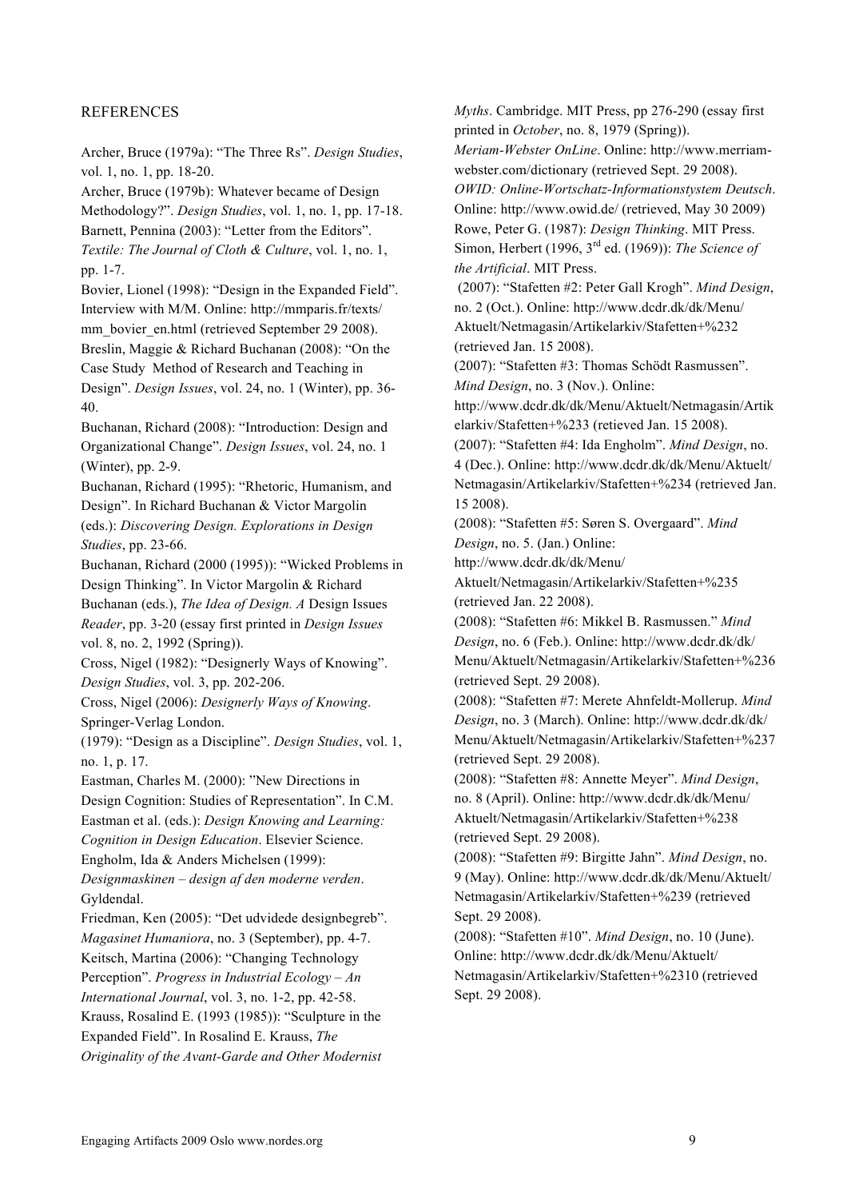## REFERENCES

Archer, Bruce (1979a): "The Three Rs". *Design Studies*, vol. 1, no. 1, pp. 18-20.

Archer, Bruce (1979b): Whatever became of Design Methodology?". *Design Studies*, vol. 1, no. 1, pp. 17-18.

Barnett, Pennina (2003): "Letter from the Editors". *Textile: The Journal of Cloth & Culture*, vol. 1, no. 1, pp. 1-7.

Bovier, Lionel (1998): "Design in the Expanded Field". Interview with M/M. Online: http://mmparis.fr/texts/mm_bovier_en.html (retrieved September 29 2008).

Breslin, Maggie & Richard Buchanan (2008): "On the Case Study Method of Research and Teaching in Design". *Design Issues*, vol. 24, no. 1 (Winter), pp. 36-40.

Buchanan, Richard (2008): "Introduction: Design and Organizational Change". *Design Issues*, vol. 24, no. 1 (Winter), pp. 2-9.

Buchanan, Richard (1995): "Rhetoric, Humanism, and Design". In Richard Buchanan & Victor Margolin (eds.): *Discovering Design. Explorations in Design Studies*, pp. 23-66.

Buchanan, Richard (2000 (1995)): "Wicked Problems in Design Thinking". In Victor Margolin & Richard Buchanan (eds.), *The Idea of Design. A* Design Issues *Reader*, pp. 3-20 (essay first printed in *Design Issues* vol. 8, no. 2, 1992 (Spring)).

Cross, Nigel (1982): "Designerly Ways of Knowing". *Design Studies*, vol. 3, pp. 202-206.

Cross, Nigel (2006): *Designerly Ways of Knowing*. Springer-Verlag London.

(1979): "Design as a Discipline". *Design Studies*, vol. 1, no. 1, p. 17.

Eastman, Charles M. (2000): "New Directions in Design Cognition: Studies of Representation". In C.M. Eastman et al. (eds.): *Design Knowing and Learning: Cognition in Design Education*. Elsevier Science.

Engholm, Ida & Anders Michelsen (1999): *Designmaskinen – design af den moderne verden*. Gyldendal.

Friedman, Ken (2005): "Det udvidede designbegreb". *Magasinet Humaniora*, no. 3 (September), pp. 4-7.

Keitsch, Martina (2006): "Changing Technology Perception". *Progress in Industrial Ecology – An International Journal*, vol. 3, no. 1-2, pp. 42-58.

Krauss, Rosalind E. (1993 (1985)): "Sculpture in the Expanded Field". In Rosalind E. Krauss, *The Originality of the Avant-Garde and Other Modernist Myths*. Cambridge. MIT Press, pp 276-290 (essay first printed in *October*, no. 8, 1979 (Spring)).

*Meriam-Webster OnLine*. Online: http://www.merriam-webster.com/dictionary (retrieved Sept. 29 2008).

*OWID: Online-Wortschatz-Informationstystem Deutsch*. Online: http://www.owid.de/ (retrieved, May 30 2009)

Rowe, Peter G. (1987): *Design Thinking*. MIT Press.

Simon, Herbert (1996, 3rd ed. (1969)): *The Science of the Artificial*. MIT Press.

(2007): "Stafetten #2: Peter Gall Krogh". *Mind Design*, no. 2 (Oct.). Online: http://www.dcdr.dk/dk/Menu/Aktuelt/Netmagasin/Artikelarkiv/Stafetten+%232 (retrieved Jan. 15 2008).

(2007): "Stafetten #3: Thomas Schödt Rasmussen". *Mind Design*, no. 3 (Nov.). Online: http://www.dcdr.dk/dk/Menu/Aktuelt/Netmagasin/Artikelarkiv/Stafetten+%233 (retieved Jan. 15 2008).

(2007): "Stafetten #4: Ida Engholm". *Mind Design*, no. 4 (Dec.). Online: http://www.dcdr.dk/dk/Menu/Aktuelt/Netmagasin/Artikelarkiv/Stafetten+%234 (retrieved Jan. 15 2008).

(2008): "Stafetten #5: Søren S. Overgaard". *Mind Design*, no. 5. (Jan.) Online: http://www.dcdr.dk/dk/Menu/Aktuelt/Netmagasin/Artikelarkiv/Stafetten+%235 (retrieved Jan. 22 2008).

(2008): "Stafetten #6: Mikkel B. Rasmussen." *Mind Design*, no. 6 (Feb.). Online: http://www.dcdr.dk/dk/Menu/Aktuelt/Netmagasin/Artikelarkiv/Stafetten+%236 (retrieved Sept. 29 2008).

(2008): "Stafetten #7: Merete Ahnfeldt-Mollerup. *Mind Design*, no. 3 (March). Online: http://www.dcdr.dk/dk/Menu/Aktuelt/Netmagasin/Artikelarkiv/Stafetten+%237 (retrieved Sept. 29 2008).

(2008): "Stafetten #8: Annette Meyer". *Mind Design*, no. 8 (April). Online: http://www.dcdr.dk/dk/Menu/Aktuelt/Netmagasin/Artikelarkiv/Stafetten+%238 (retrieved Sept. 29 2008).

(2008): "Stafetten #9: Birgitte Jahn". *Mind Design*, no. 9 (May). Online: http://www.dcdr.dk/dk/Menu/Aktuelt/Netmagasin/Artikelarkiv/Stafetten+%239 (retrieved Sept. 29 2008).

(2008): "Stafetten #10". *Mind Design*, no. 10 (June). Online: http://www.dcdr.dk/dk/Menu/Aktuelt/Netmagasin/Artikelarkiv/Stafetten+%2310 (retrieved Sept. 29 2008).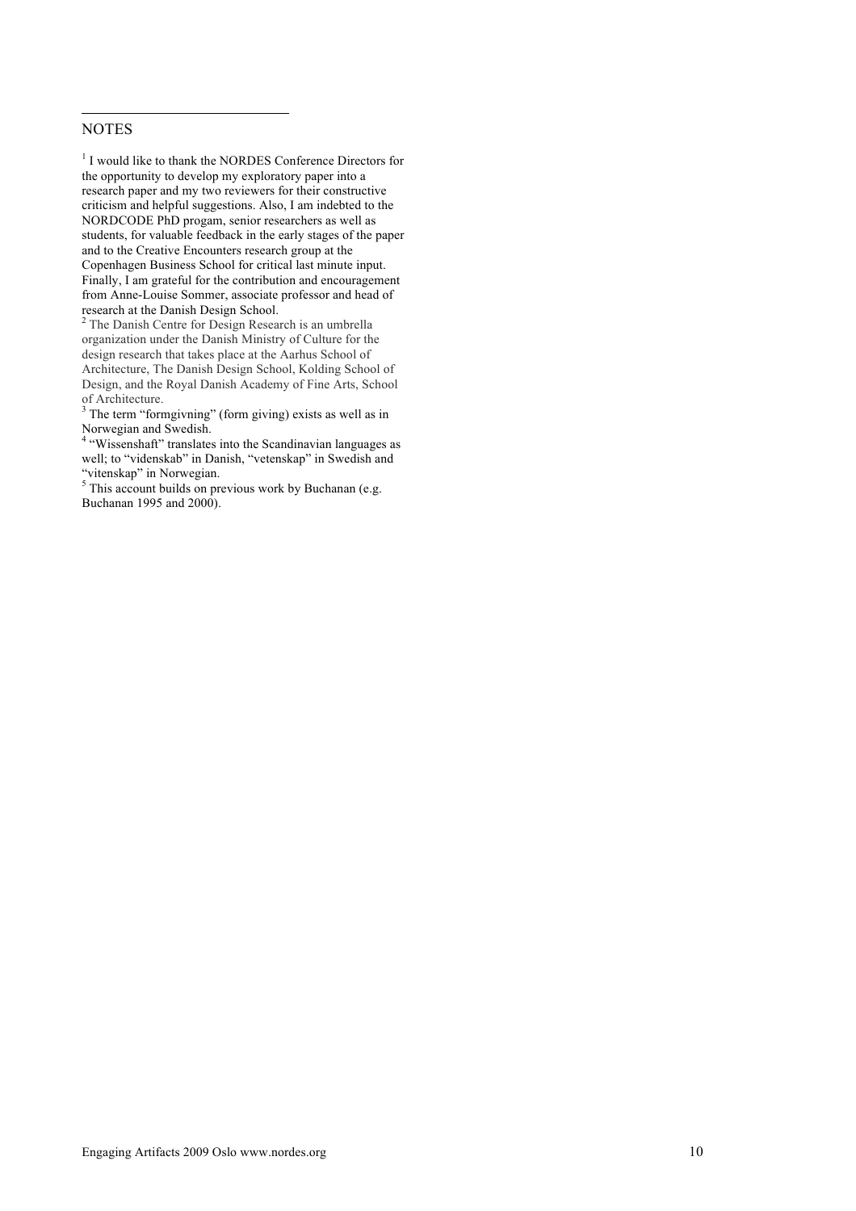## NOTES

[1] I would like to thank the NORDES Conference Directors for the opportunity to develop my exploratory paper into a research paper and my two reviewers for their constructive criticism and helpful suggestions. Also, I am indebted to the NORDCODE PhD progam, senior researchers as well as students, for valuable feedback in the early stages of the paper and to the Creative Encounters research group at the Copenhagen Business School for critical last minute input. Finally, I am grateful for the contribution and encouragement from Anne-Louise Sommer, associate professor and head of research at the Danish Design School.

[2] The Danish Centre for Design Research is an umbrella organization under the Danish Ministry of Culture for the design research that takes place at the Aarhus School of Architecture, The Danish Design School, Kolding School of Design, and the Royal Danish Academy of Fine Arts, School of Architecture.

[3] The term "formgivning" (form giving) exists as well as in Norwegian and Swedish.

[4] "Wissenshaft" translates into the Scandinavian languages as well; to "videnskab" in Danish, "vetenskap" in Swedish and "vitenskap" in Norwegian.

[5] This account builds on previous work by Buchanan (e.g. Buchanan 1995 and 2000).